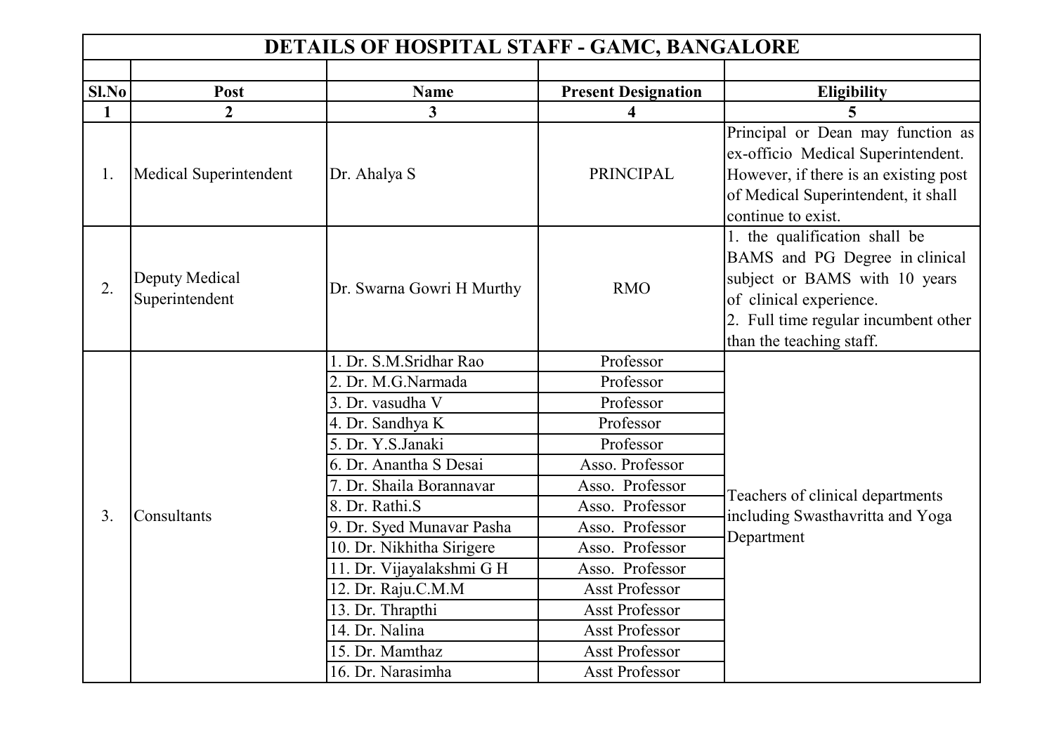# DETAILS OF HOSPITAL STAFF - GAMC, BANGALORE

| Sl.No | Post | Name | Present Designation | Eligibility |
|---|---|---|---|---|
| 1 | 2 | 3 | 4 | 5 |
| 1. | Medical Superintendent | Dr. Ahalya S | PRINCIPAL | Principal or Dean may function as ex-officio Medical Superintendent. However, if there is an existing post of Medical Superintendent, it shall continue to exist. |
| 2. | Deputy Medical Superintendent | Dr. Swarna Gowri H Murthy | RMO | 1. the qualification shall be BAMS and PG Degree in clinical subject or BAMS with 10 years of clinical experience.<br>2. Full time regular incumbent other than the teaching staff. |
| 3. | Consultants | 1. Dr. S.M.Sridhar Rao | Professor | Teachers of clinical departments including Swasthavritta and Yoga Department |
| | | 2. Dr. M.G.Narmada | Professor | |
| | | 3. Dr. vasudha V | Professor | |
| | | 4. Dr. Sandhya K | Professor | |
| | | 5. Dr. Y.S.Janaki | Professor | |
| | | 6. Dr. Anantha S Desai | Asso. Professor | |
| | | 7. Dr. Shaila Borannavar | Asso. Professor | |
| | | 8. Dr. Rathi.S | Asso. Professor | |
| | | 9. Dr. Syed Munavar Pasha | Asso. Professor | |
| | | 10. Dr. Nikhitha Sirigere | Asso. Professor | |
| | | 11. Dr. Vijayalakshmi G H | Asso. Professor | |
| | | 12. Dr. Raju.C.M.M | Asst Professor | |
| | | 13. Dr. Thrapthi | Asst Professor | |
| | | 14. Dr. Nalina | Asst Professor | |
| | | 15. Dr. Mamthaz | Asst Professor | |
| | | 16. Dr. Narasimha | Asst Professor | |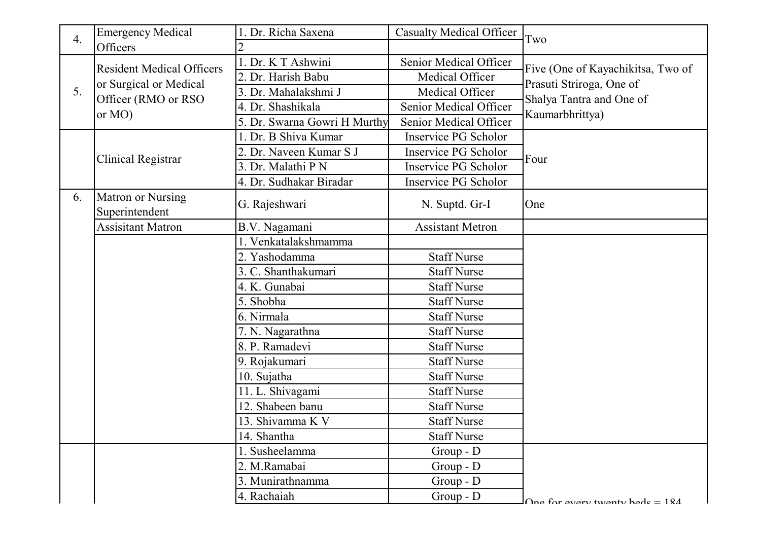| | | | | |
|---|---|---|---|---|
| 4. | Emergency Medical Officers | 1. Dr. Richa Saxena | Casualty Medical Officer | Two |
| | | 2 | | |
| 5. | Resident Medical Officers or Surgical or Medical Officer (RMO or RSO or MO) | 1. Dr. K T Ashwini | Senior Medical Officer | Five (One of Kayachikitsa, Two of Prasuti Striroga, One of Shalya Tantra and One of Kaumarbhrittya) |
| | | 2. Dr. Harish Babu | Medical Officer | |
| | | 3. Dr. Mahalakshmi J | Medical Officer | |
| | | 4. Dr. Shashikala | Senior Medical Officer | |
| | | 5. Dr. Swarna Gowri H Murthy | Senior Medical Officer | |
| | Clinical Registrar | 1. Dr. B Shiva Kumar | Inservice PG Scholor | Four |
| | | 2. Dr. Naveen Kumar S J | Inservice PG Scholor | |
| | | 3. Dr. Malathi P N | Inservice PG Scholor | |
| | | 4. Dr. Sudhakar Biradar | Inservice PG Scholor | |
| 6. | Matron or Nursing Superintendent | G. Rajeshwari | N. Suptd. Gr-I | One |
| | Assisitant Matron | B.V. Nagamani | Assistant Metron | |
| | | 1. Venkatalakshmamma | | |
| | | 2. Yashodamma | Staff Nurse | |
| | | 3. C. Shanthakumari | Staff Nurse | |
| | | 4. K. Gunabai | Staff Nurse | |
| | | 5. Shobha | Staff Nurse | |
| | | 6. Nirmala | Staff Nurse | |
| | | 7. N. Nagarathna | Staff Nurse | |
| | | 8. P. Ramadevi | Staff Nurse | |
| | | 9. Rojakumari | Staff Nurse | |
| | | 10. Sujatha | Staff Nurse | |
| | | 11. L. Shivagami | Staff Nurse | |
| | | 12. Shabeen banu | Staff Nurse | |
| | | 13. Shivamma K V | Staff Nurse | |
| | | 14. Shantha | Staff Nurse | |
| | | 1. Susheelamma | Group - D | One for every twenty beds = 184 |
| | | 2. M.Ramabai | Group - D | |
| | | 3. Munirathnamma | Group - D | |
| | | 4. Rachaiah | Group - D | |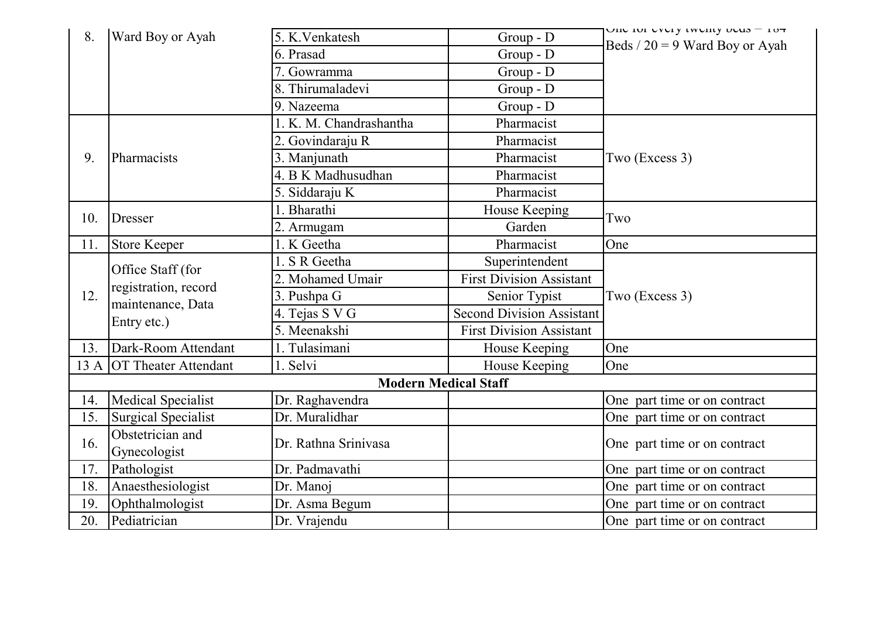| 8. | Ward Boy or Ayah | 5. K.Venkatesh | Group - D | One for every twenty beds = 184 Beds / 20 = 9 Ward Boy or Ayah |
|---|---|---|---|---|
| | | 6. Prasad | Group - D | |
| | | 7. Gowramma | Group - D | |
| | | 8. Thirumaladevi | Group - D | |
| | | 9. Nazeema | Group - D | |
| 9. | Pharmacists | 1. K. M. Chandrashantha | Pharmacist | Two (Excess 3) |
| | | 2. Govindaraju R | Pharmacist | |
| | | 3. Manjunath | Pharmacist | |
| | | 4. B K Madhusudhan | Pharmacist | |
| | | 5. Siddaraju K | Pharmacist | |
| 10. | Dresser | 1. Bharathi | House Keeping | Two |
| | | 2. Armugam | Garden | |
| 11. | Store Keeper | 1. K Geetha | Pharmacist | One |
| 12. | Office Staff (for registration, record maintenance, Data Entry etc.) | 1. S R Geetha | Superintendent | Two (Excess 3) |
| | | 2. Mohamed Umair | First Division Assistant | |
| | | 3. Pushpa G | Senior Typist | |
| | | 4. Tejas S V G | Second Division Assistant | |
| | | 5. Meenakshi | First Division Assistant | |
| 13. | Dark-Room Attendant | 1. Tulasimani | House Keeping | One |
| 13 A | OT Theater Attendant | 1. Selvi | House Keeping | One |
| **Modern Medical Staff** | | | | |
| 14. | Medical Specialist | Dr. Raghavendra | | One part time or on contract |
| 15. | Surgical Specialist | Dr. Muralidhar | | One part time or on contract |
| 16. | Obstetrician and Gynecologist | Dr. Rathna Srinivasa | | One part time or on contract |
| 17. | Pathologist | Dr. Padmavathi | | One part time or on contract |
| 18. | Anaesthesiologist | Dr. Manoj | | One part time or on contract |
| 19. | Ophthalmologist | Dr. Asma Begum | | One part time or on contract |
| 20. | Pediatrician | Dr. Vrajendu | | One part time or on contract |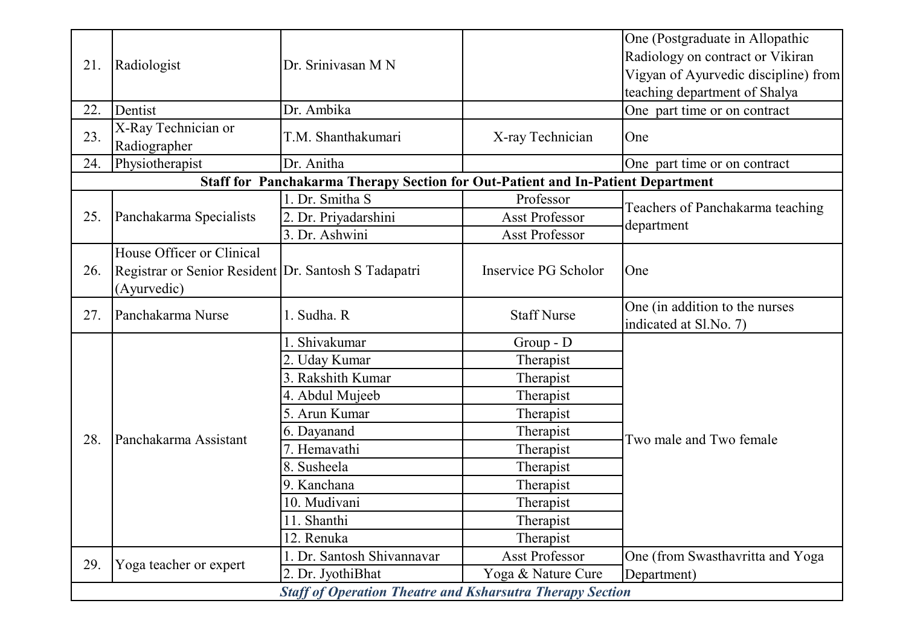| | | | | |
|---|---|---|---|---|
| 21. | Radiologist | Dr. Srinivasan M N | | One (Postgraduate in Allopathic Radiology on contract or Vikiran Vigyan of Ayurvedic discipline) from teaching department of Shalya |
| 22. | Dentist | Dr. Ambika | | One part time or on contract |
| 23. | X-Ray Technician or Radiographer | T.M. Shanthakumari | X-ray Technician | One |
| 24. | Physiotherapist | Dr. Anitha | | One part time or on contract |
| **Staff for Panchakarma Therapy Section for Out-Patient and In-Patient Department** | | | | |
| 25. | Panchakarma Specialists | 1. Dr. Smitha S | Professor | Teachers of Panchakarma teaching department |
| | | 2. Dr. Priyadarshini | Asst Professor | |
| | | 3. Dr. Ashwini | Asst Professor | |
| 26. | House Officer or Clinical Registrar or Senior Resident (Ayurvedic) | Dr. Santosh S Tadapatri | Inservice PG Scholor | One |
| 27. | Panchakarma Nurse | 1. Sudha. R | Staff Nurse | One (in addition to the nurses indicated at Sl.No. 7) |
| 28. | Panchakarma Assistant | 1. Shivakumar | Group - D | Two male and Two female |
| | | 2. Uday Kumar | Therapist | |
| | | 3. Rakshith Kumar | Therapist | |
| | | 4. Abdul Mujeeb | Therapist | |
| | | 5. Arun Kumar | Therapist | |
| | | 6. Dayanand | Therapist | |
| | | 7. Hemavathi | Therapist | |
| | | 8. Susheela | Therapist | |
| | | 9. Kanchana | Therapist | |
| | | 10. Mudivani | Therapist | |
| | | 11. Shanthi | Therapist | |
| | | 12. Renuka | Therapist | |
| 29. | Yoga teacher or expert | 1. Dr. Santosh Shivannavar | Asst Professor | One (from Swasthavritta and Yoga Department) |
| | | 2. Dr. JyothiBhat | Yoga & Nature Cure | |
| ***Staff of Operation Theatre and Ksharsutra Therapy Section*** | | | | |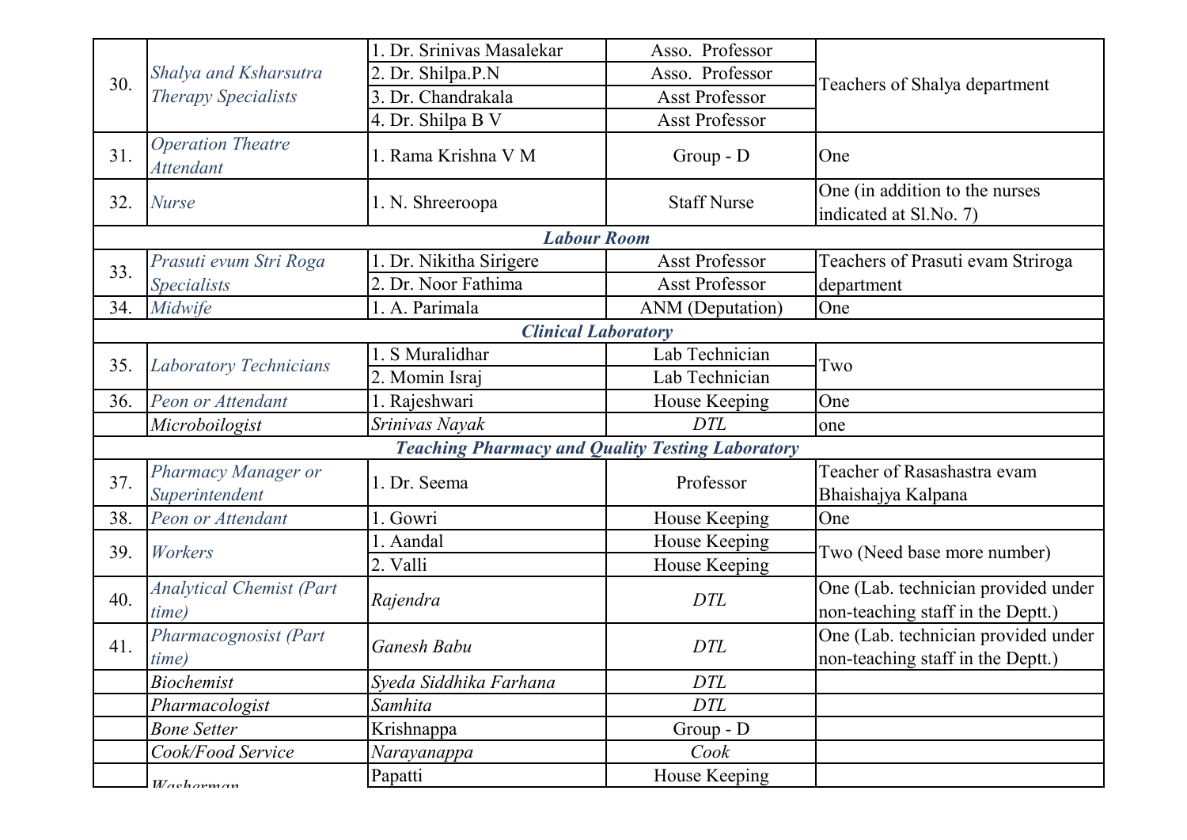| 30. | *Shalya and Ksharsutra Therapy Specialists* | 1. Dr. Srinivas Masalekar | Asso. Professor | Teachers of Shalya department |
|---|---|---|---|---|
| | | 2. Dr. Shilpa.P.N | Asso. Professor | |
| | | 3. Dr. Chandrakala | Asst Professor | |
| | | 4. Dr. Shilpa B V | Asst Professor | |
| 31. | *Operation Theatre Attendant* | 1. Rama Krishna V M | Group - D | One |
| 32. | *Nurse* | 1. N. Shreeroopa | Staff Nurse | One (in addition to the nurses indicated at Sl.No. 7) |
| | | ***Labour Room*** | | |
| 33. | *Prasuti evum Stri Roga Specialists* | 1. Dr. Nikitha Sirigere | Asst Professor | Teachers of Prasuti evam Striroga department |
| | | 2. Dr. Noor Fathima | Asst Professor | |
| 34. | *Midwife* | 1. A. Parimala | ANM (Deputation) | One |
| | | ***Clinical Laboratory*** | | |
| 35. | *Laboratory Technicians* | 1. S Muralidhar | Lab Technician | Two |
| | | 2. Momin Israj | Lab Technician | |
| 36. | *Peon or Attendant* | 1. Rajeshwari | House Keeping | One |
| | *Microboilogist* | *Srinivas Nayak* | *DTL* | one |
| | | ***Teaching Pharmacy and Quality Testing Laboratory*** | | |
| 37. | *Pharmacy Manager or Superintendent* | 1. Dr. Seema | Professor | Teacher of Rasashastra evam Bhaishajya Kalpana |
| 38. | *Peon or Attendant* | 1. Gowri | House Keeping | One |
| 39. | *Workers* | 1. Aandal | House Keeping | Two (Need base more number) |
| | | 2. Valli | House Keeping | |
| 40. | *Analytical Chemist (Part time)* | *Rajendra* | *DTL* | One (Lab. technician provided under non-teaching staff in the Deptt.) |
| 41. | *Pharmacognosist (Part time)* | *Ganesh Babu* | *DTL* | One (Lab. technician provided under non-teaching staff in the Deptt.) |
| | *Biochemist* | *Syeda Siddhika Farhana* | *DTL* | |
| | *Pharmacologist* | *Samhita* | *DTL* | |
| | *Bone Setter* | Krishnappa | Group - D | |
| | *Cook/Food Service* | *Narayanappa* | *Cook* | |
| | *Washerman* | Papatti | House Keeping | |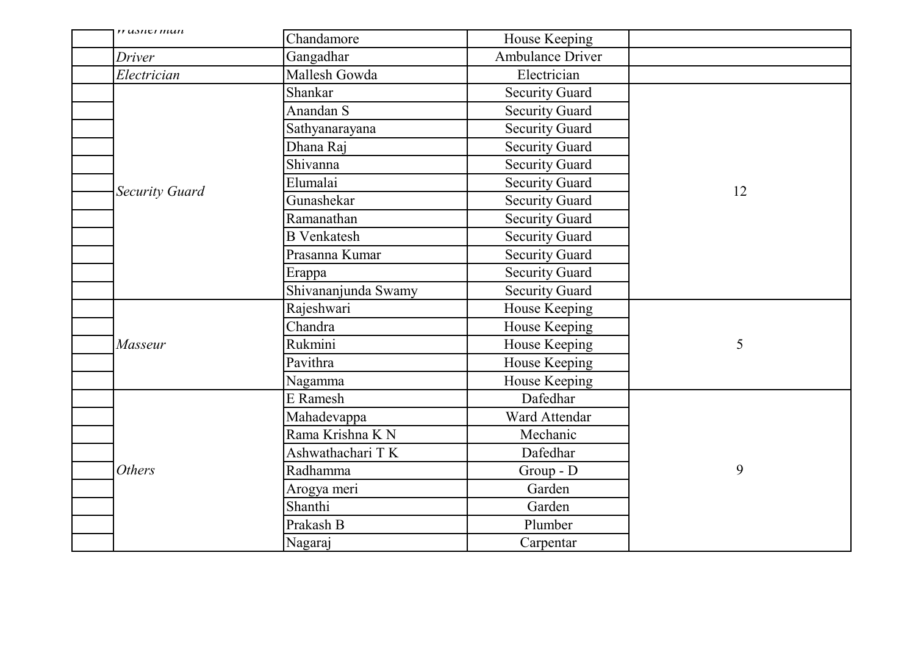| | | | | |
|---|---|---|---|---|
| | Washerman | Chandamore | House Keeping | |
| | Driver | Gangadhar | Ambulance Driver | |
| | Electrician | Mallesh Gowda | Electrician | |
| | Security Guard | Shankar | Security Guard | 12 |
| | | Anandan S | Security Guard | |
| | | Sathyanarayana | Security Guard | |
| | | Dhana Raj | Security Guard | |
| | | Shivanna | Security Guard | |
| | | Elumalai | Security Guard | |
| | | Gunashekar | Security Guard | |
| | | Ramanathan | Security Guard | |
| | | B Venkatesh | Security Guard | |
| | | Prasanna Kumar | Security Guard | |
| | | Erappa | Security Guard | |
| | | Shivananjunda Swamy | Security Guard | |
| | Masseur | Rajeshwari | House Keeping | 5 |
| | | Chandra | House Keeping | |
| | | Rukmini | House Keeping | |
| | | Pavithra | House Keeping | |
| | | Nagamma | House Keeping | |
| | Others | E Ramesh | Dafedhar | 9 |
| | | Mahadevappa | Ward Attendar | |
| | | Rama Krishna K N | Mechanic | |
| | | Ashwathachari T K | Dafedhar | |
| | | Radhamma | Group - D | |
| | | Arogya meri | Garden | |
| | | Shanthi | Garden | |
| | | Prakash B | Plumber | |
| | | Nagaraj | Carpentar | |